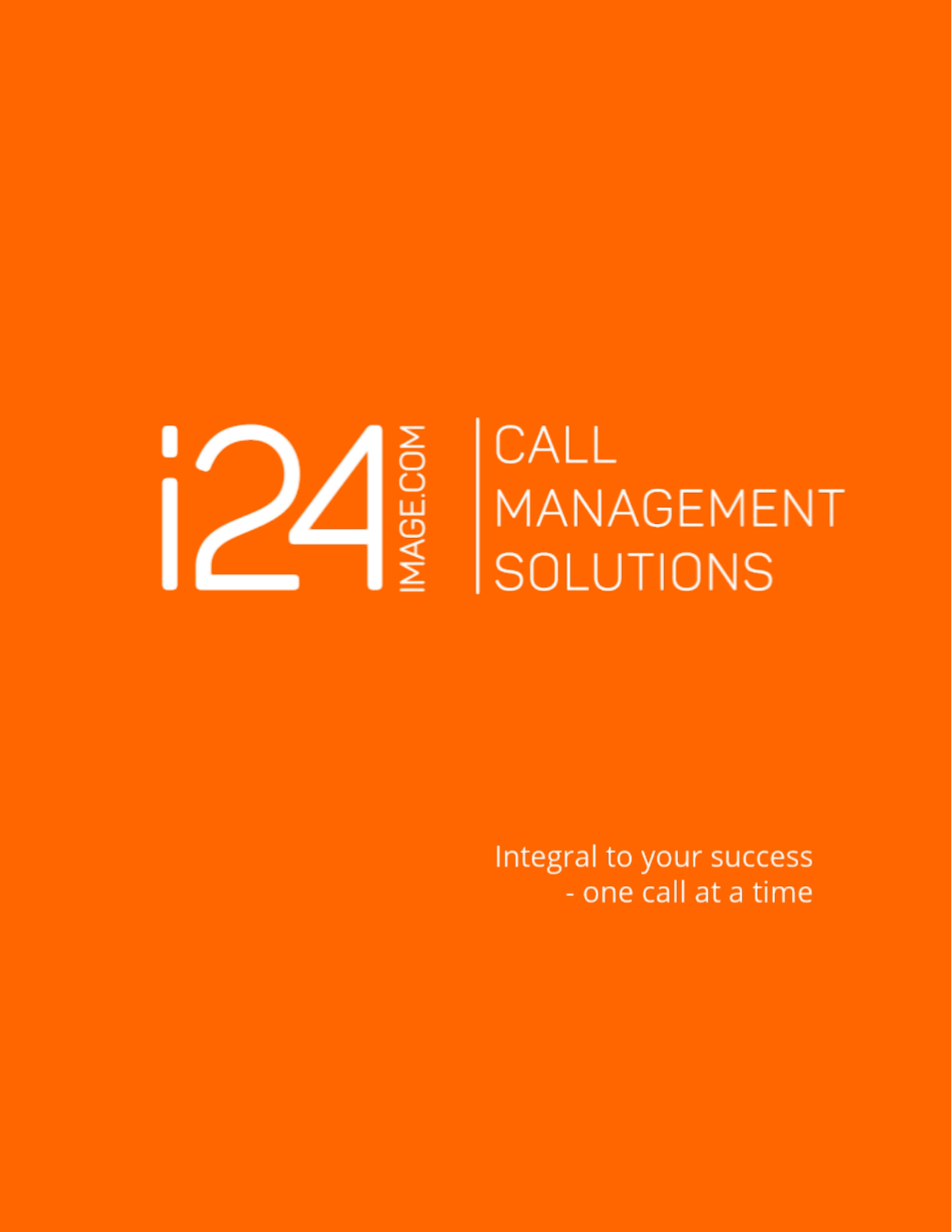# i24 IMAGE.COM | CALL MANAGEMENT SOLUTIONS

Integral to your success
- one call at a time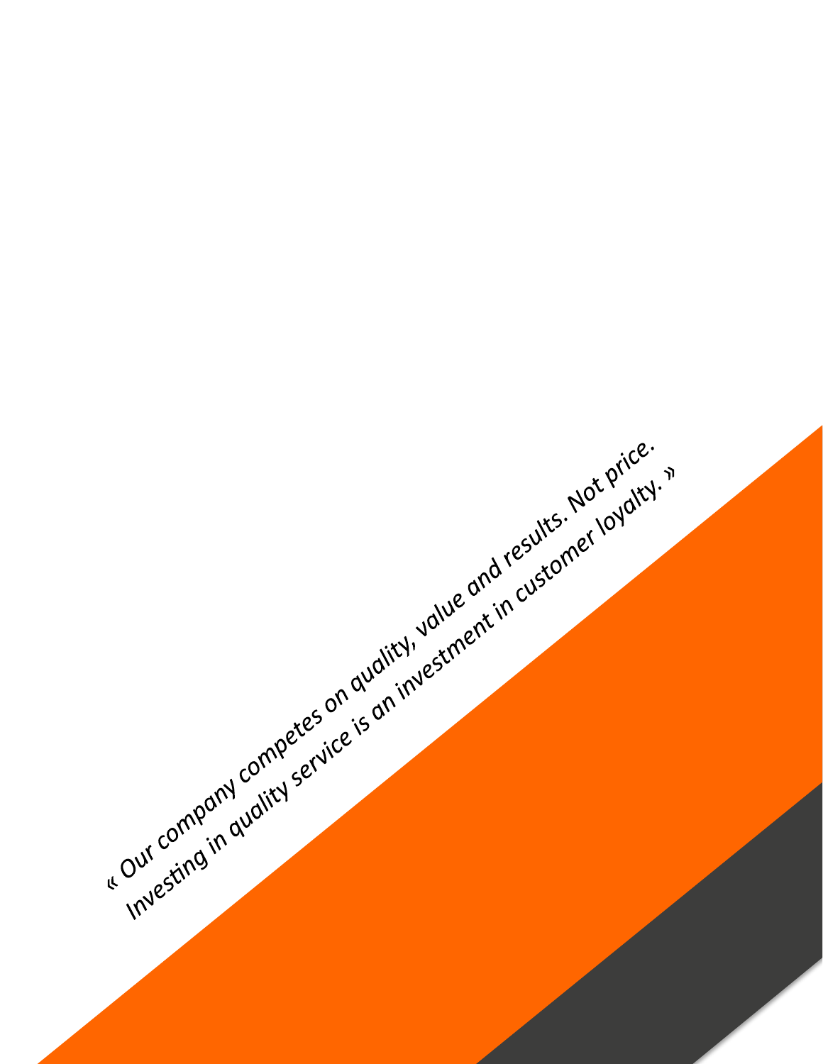*« Our company competes on quality, value and results. Not price. Investing in quality service is an investment in customer loyalty. »*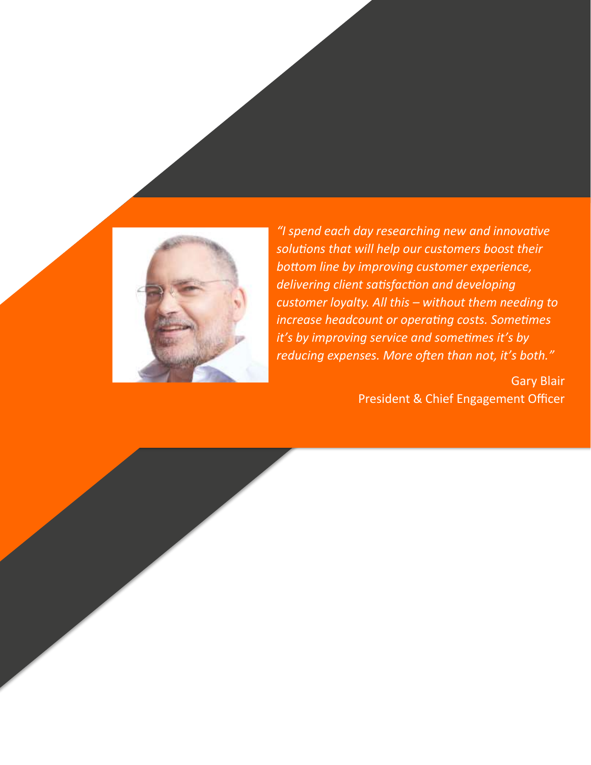*"I spend each day researching new and innovative solutions that will help our customers boost their bottom line by improving customer experience, delivering client satisfaction and developing customer loyalty. All this – without them needing to increase headcount or operating costs. Sometimes it's by improving service and sometimes it's by reducing expenses. More often than not, it's both."*

Gary Blair
President & Chief Engagement Officer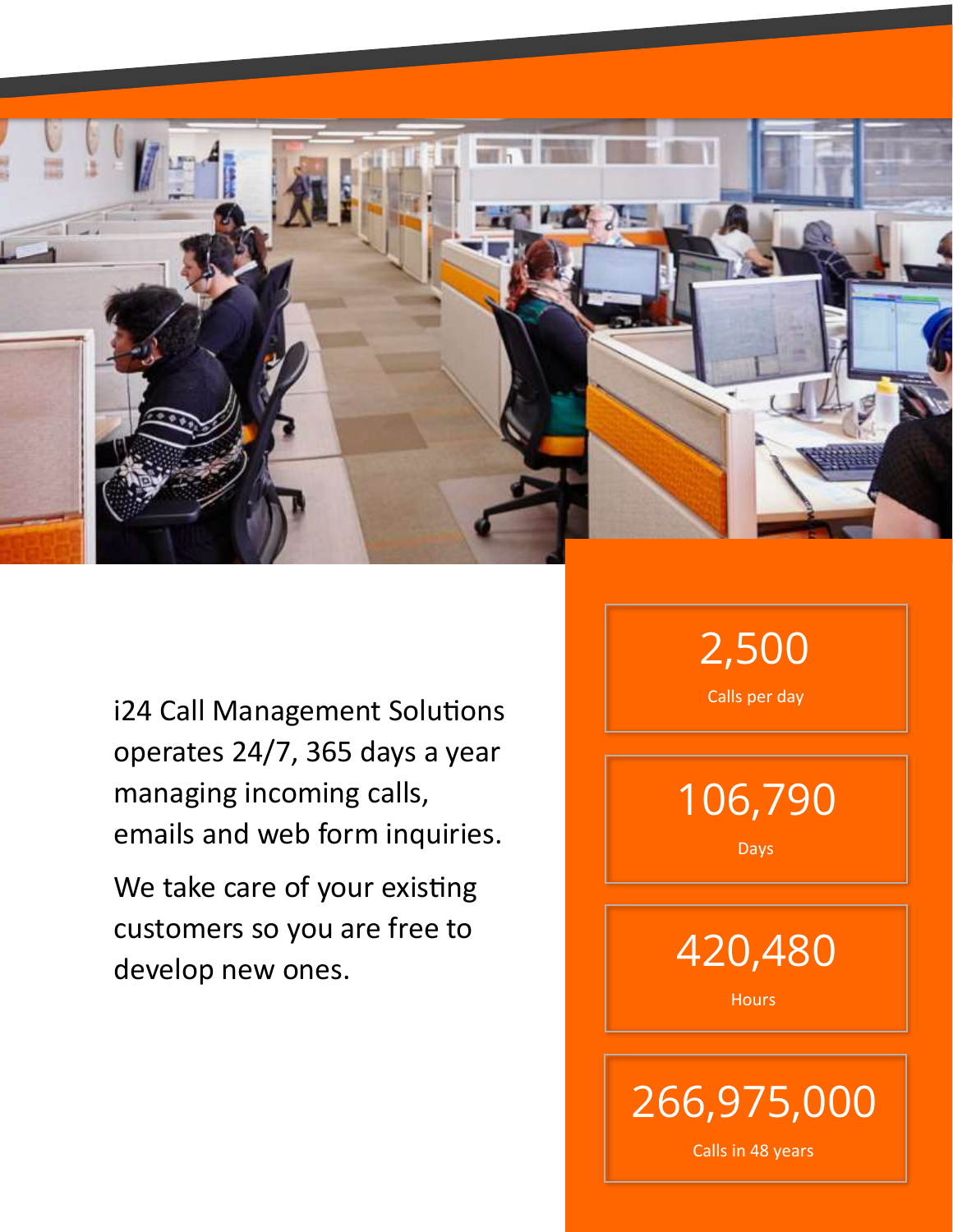i24 Call Management Solutions operates 24/7, 365 days a year managing incoming calls, emails and web form inquiries.

We take care of your existing customers so you are free to develop new ones.

**2,500**
Calls per day

**106,790**
Days

**420,480**
Hours

**266,975,000**
Calls in 48 years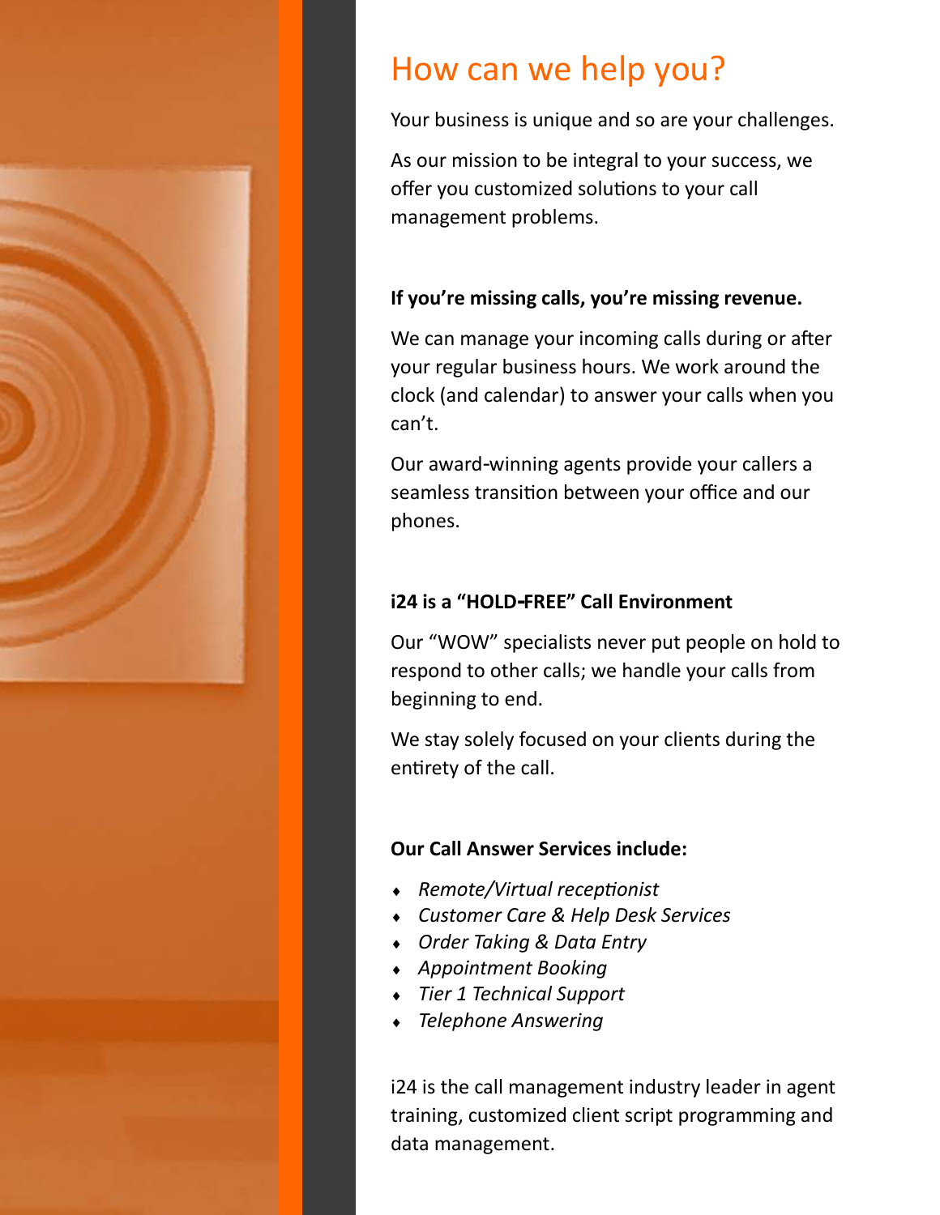# How can we help you?

Your business is unique and so are your challenges.

As our mission to be integral to your success, we offer you customized solutions to your call management problems.

**If you're missing calls, you're missing revenue.**

We can manage your incoming calls during or after your regular business hours. We work around the clock (and calendar) to answer your calls when you can't.

Our award-winning agents provide your callers a seamless transition between your office and our phones.

**i24 is a "HOLD-FREE" Call Environment**

Our "WOW" specialists never put people on hold to respond to other calls; we handle your calls from beginning to end.

We stay solely focused on your clients during the entirety of the call.

**Our Call Answer Services include:**

- *Remote/Virtual receptionist*
- *Customer Care & Help Desk Services*
- *Order Taking & Data Entry*
- *Appointment Booking*
- *Tier 1 Technical Support*
- *Telephone Answering*

i24 is the call management industry leader in agent training, customized client script programming and data management.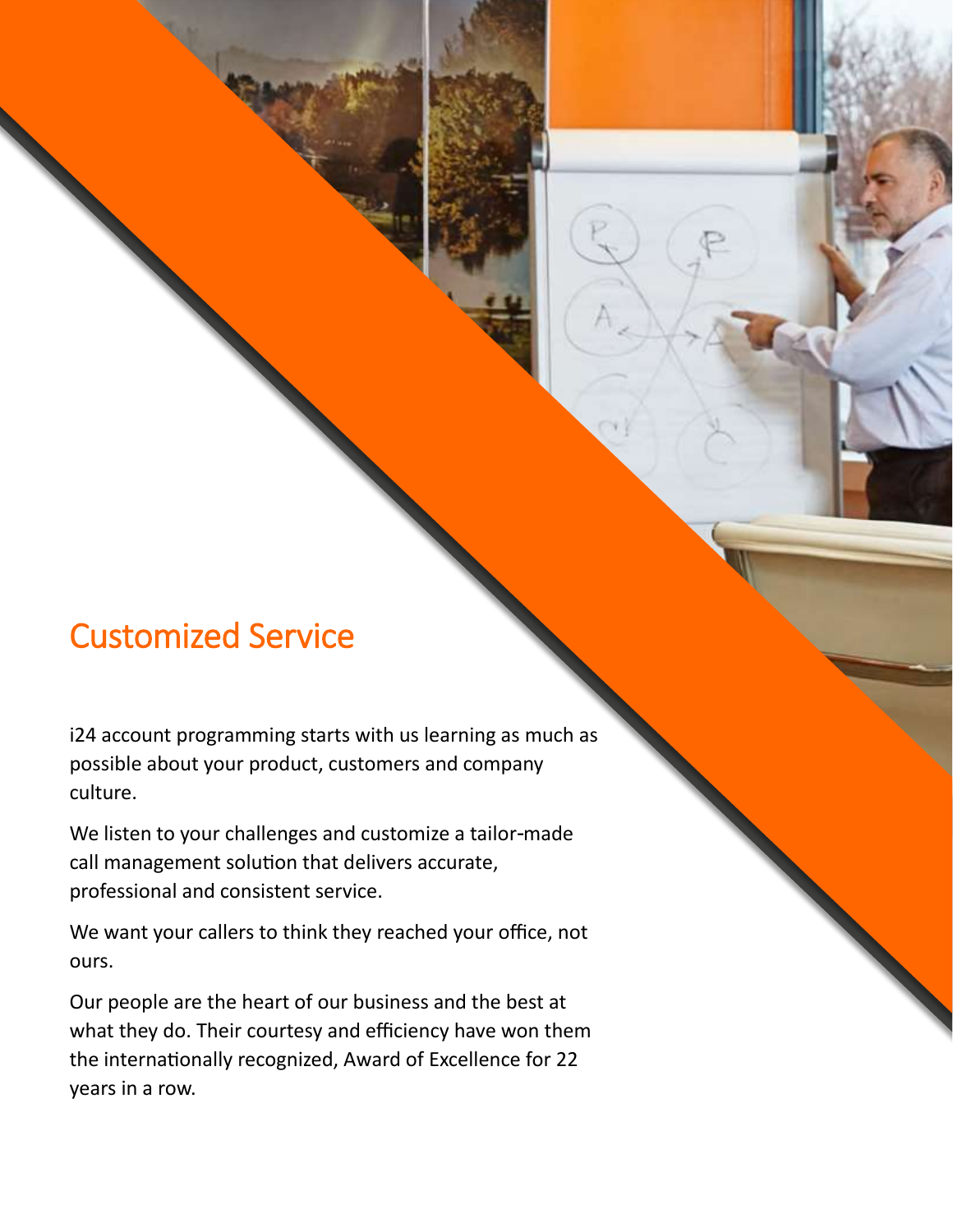## Customized Service

i24 account programming starts with us learning as much as possible about your product, customers and company culture.

We listen to your challenges and customize a tailor-made call management solution that delivers accurate, professional and consistent service.

We want your callers to think they reached your office, not ours.

Our people are the heart of our business and the best at what they do. Their courtesy and efficiency have won them the internationally recognized, Award of Excellence for 22 years in a row.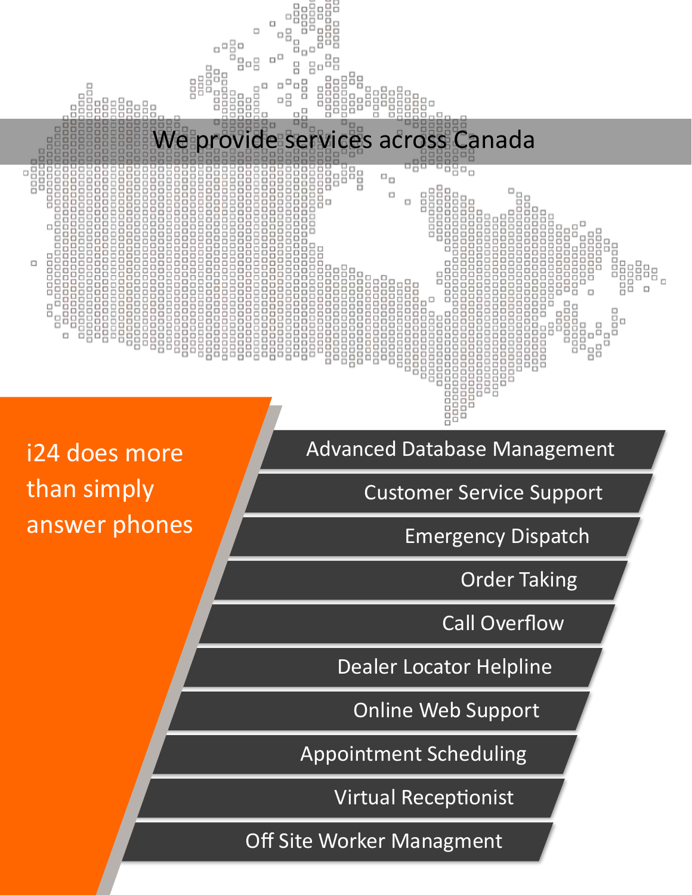We provide services across Canada

i24 does more than simply answer phones

- Advanced Database Management
- Customer Service Support
- Emergency Dispatch
- Order Taking
- Call Overflow
- Dealer Locator Helpline
- Online Web Support
- Appointment Scheduling
- Virtual Receptionist
- Off Site Worker Managment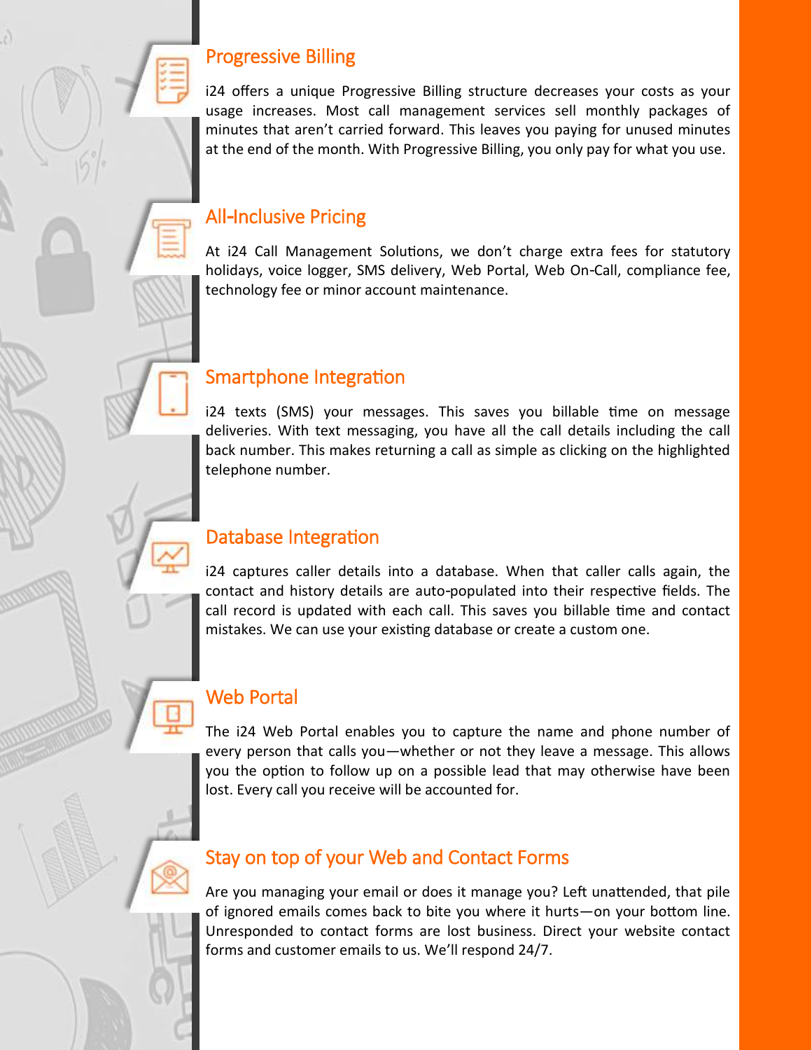## Progressive Billing

i24 offers a unique Progressive Billing structure decreases your costs as your usage increases. Most call management services sell monthly packages of minutes that aren't carried forward. This leaves you paying for unused minutes at the end of the month. With Progressive Billing, you only pay for what you use.

## All-Inclusive Pricing

At i24 Call Management Solutions, we don't charge extra fees for statutory holidays, voice logger, SMS delivery, Web Portal, Web On-Call, compliance fee, technology fee or minor account maintenance.

## Smartphone Integration

i24 texts (SMS) your messages. This saves you billable time on message deliveries. With text messaging, you have all the call details including the call back number. This makes returning a call as simple as clicking on the highlighted telephone number.

## Database Integration

i24 captures caller details into a database. When that caller calls again, the contact and history details are auto-populated into their respective fields. The call record is updated with each call. This saves you billable time and contact mistakes. We can use your existing database or create a custom one.

## Web Portal

The i24 Web Portal enables you to capture the name and phone number of every person that calls you—whether or not they leave a message. This allows you the option to follow up on a possible lead that may otherwise have been lost. Every call you receive will be accounted for.

## Stay on top of your Web and Contact Forms

Are you managing your email or does it manage you? Left unattended, that pile of ignored emails comes back to bite you where it hurts—on your bottom line. Unresponded to contact forms are lost business. Direct your website contact forms and customer emails to us. We'll respond 24/7.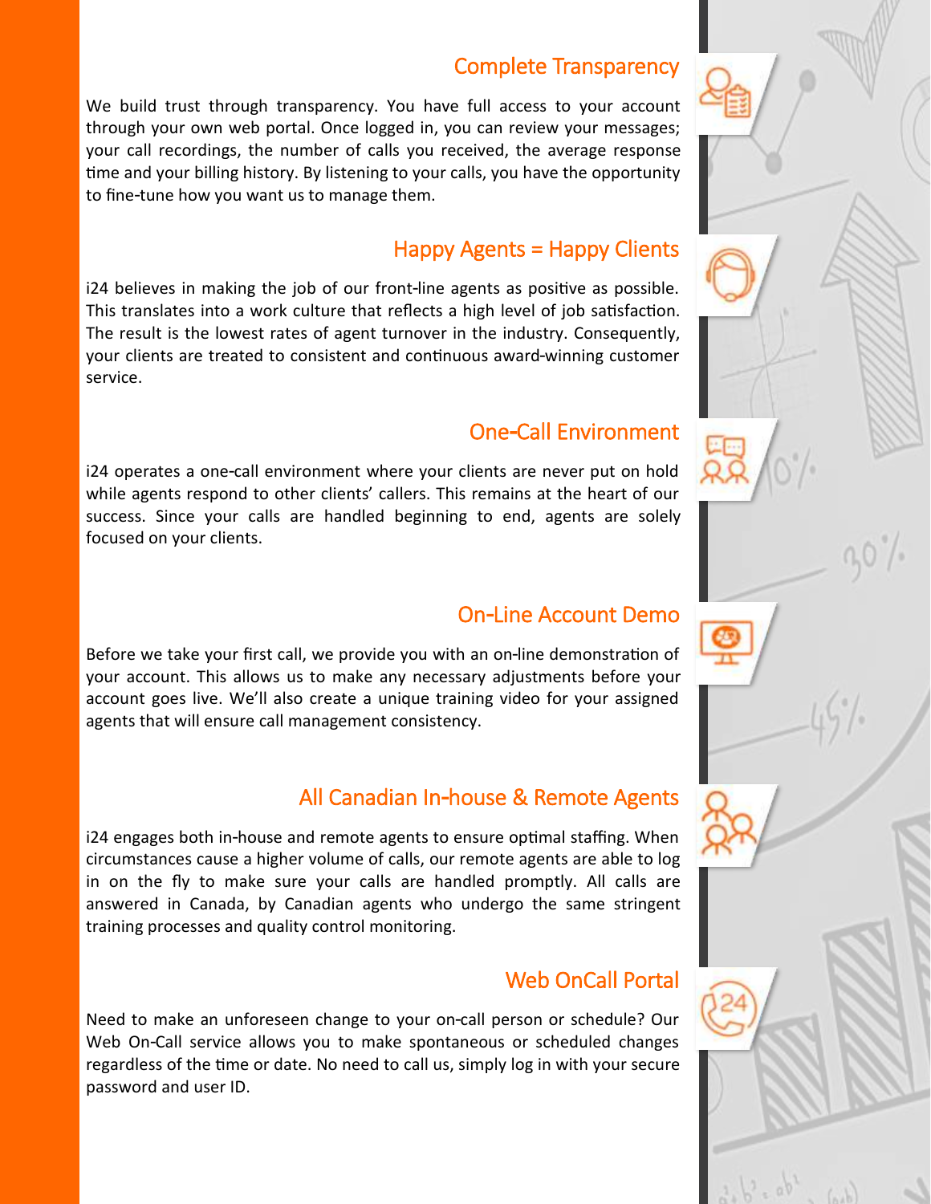## Complete Transparency

We build trust through transparency. You have full access to your account through your own web portal. Once logged in, you can review your messages; your call recordings, the number of calls you received, the average response time and your billing history. By listening to your calls, you have the opportunity to fine-tune how you want us to manage them.

## Happy Agents = Happy Clients

i24 believes in making the job of our front-line agents as positive as possible. This translates into a work culture that reflects a high level of job satisfaction. The result is the lowest rates of agent turnover in the industry. Consequently, your clients are treated to consistent and continuous award-winning customer service.

## One-Call Environment

i24 operates a one-call environment where your clients are never put on hold while agents respond to other clients' callers. This remains at the heart of our success. Since your calls are handled beginning to end, agents are solely focused on your clients.

## On-Line Account Demo

Before we take your first call, we provide you with an on-line demonstration of your account. This allows us to make any necessary adjustments before your account goes live. We'll also create a unique training video for your assigned agents that will ensure call management consistency.

## All Canadian In-house & Remote Agents

i24 engages both in-house and remote agents to ensure optimal staffing. When circumstances cause a higher volume of calls, our remote agents are able to log in on the fly to make sure your calls are handled promptly. All calls are answered in Canada, by Canadian agents who undergo the same stringent training processes and quality control monitoring.

## Web OnCall Portal

Need to make an unforeseen change to your on-call person or schedule? Our Web On-Call service allows you to make spontaneous or scheduled changes regardless of the time or date. No need to call us, simply log in with your secure password and user ID.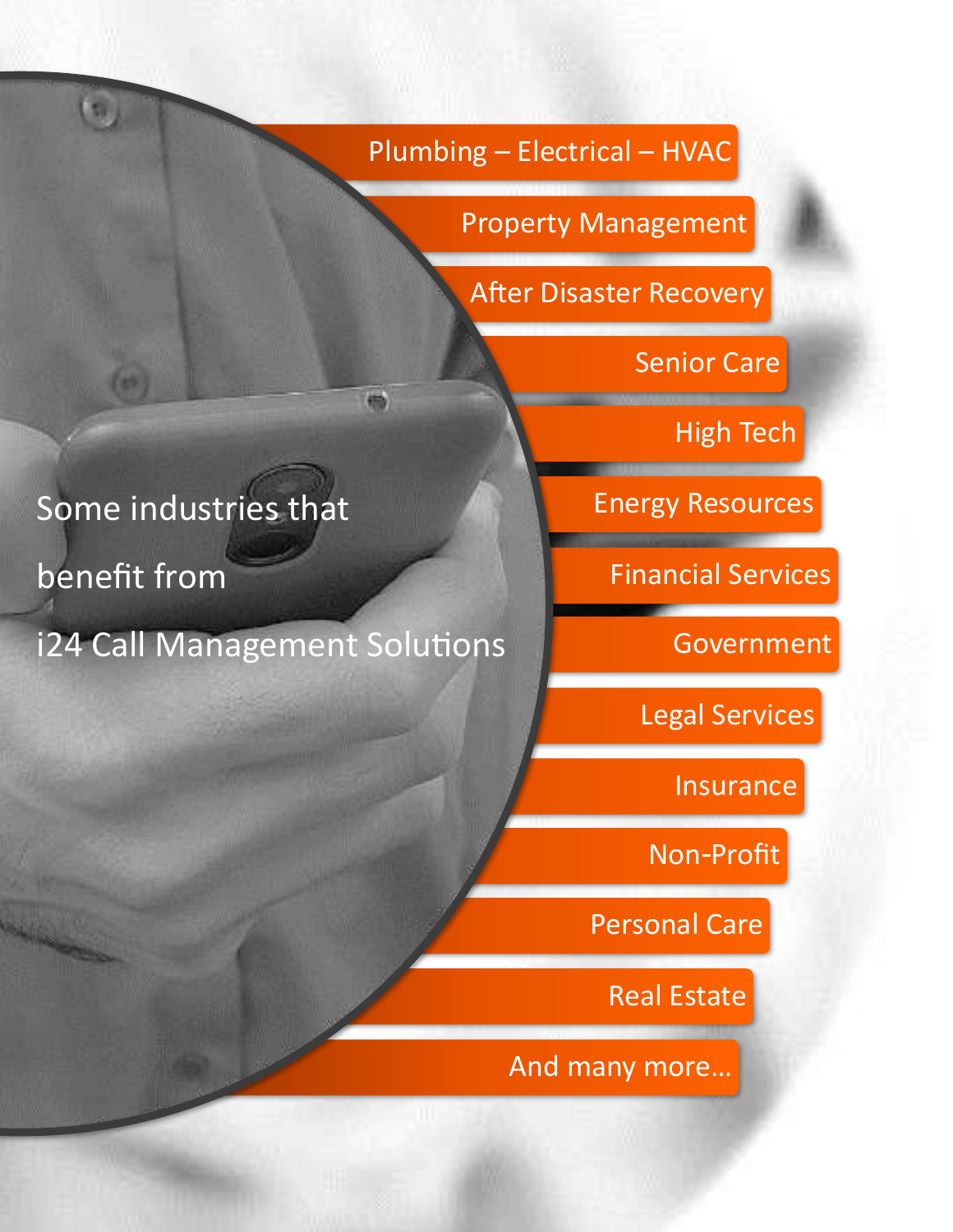Some industries that benefit from i24 Call Management Solutions

- Plumbing – Electrical – HVAC
- Property Management
- After Disaster Recovery
- Senior Care
- High Tech
- Energy Resources
- Financial Services
- Government
- Legal Services
- Insurance
- Non-Profit
- Personal Care
- Real Estate
- And many more…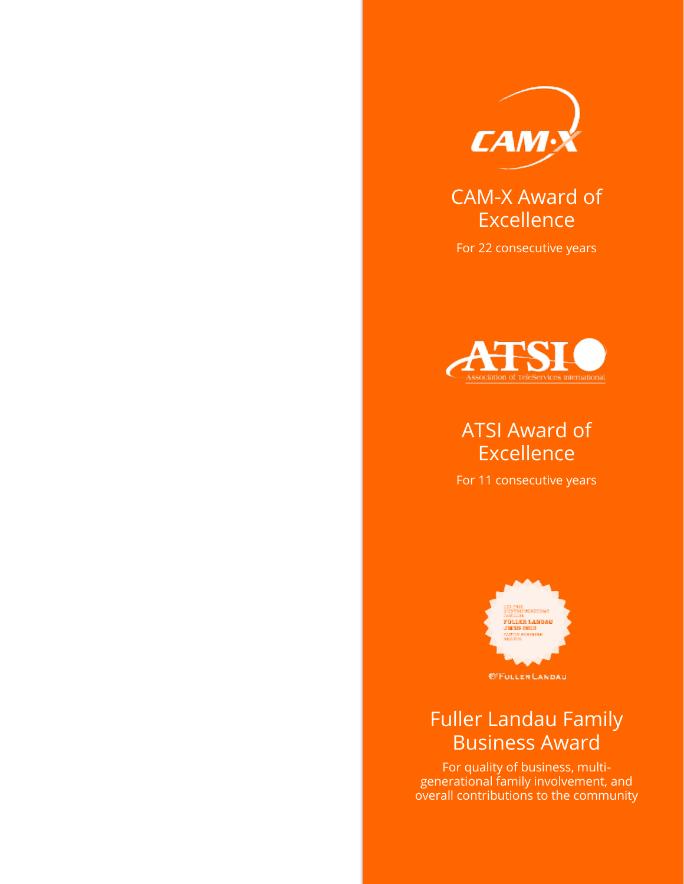## CAM-X Award of Excellence

For 22 consecutive years

## ATSI Award of Excellence

For 11 consecutive years

## Fuller Landau Family Business Award

For quality of business, multi-generational family involvement, and overall contributions to the community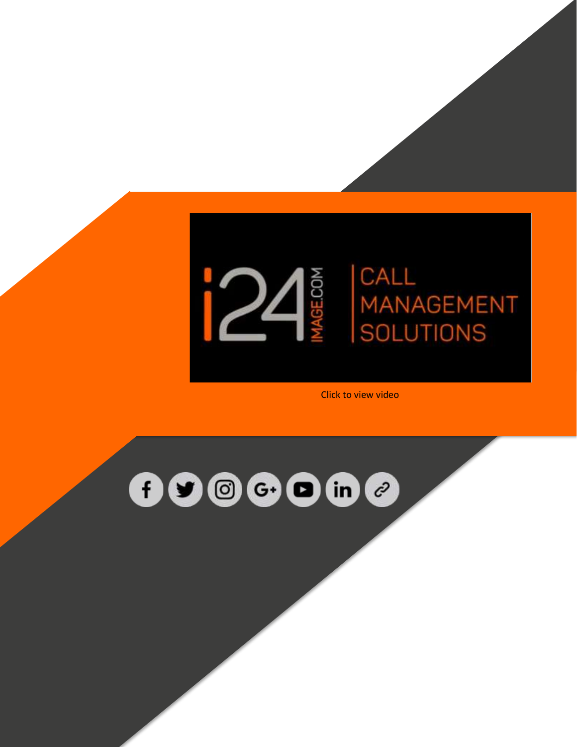i24 IMAGE.COM | CALL MANAGEMENT SOLUTIONS

Click to view video